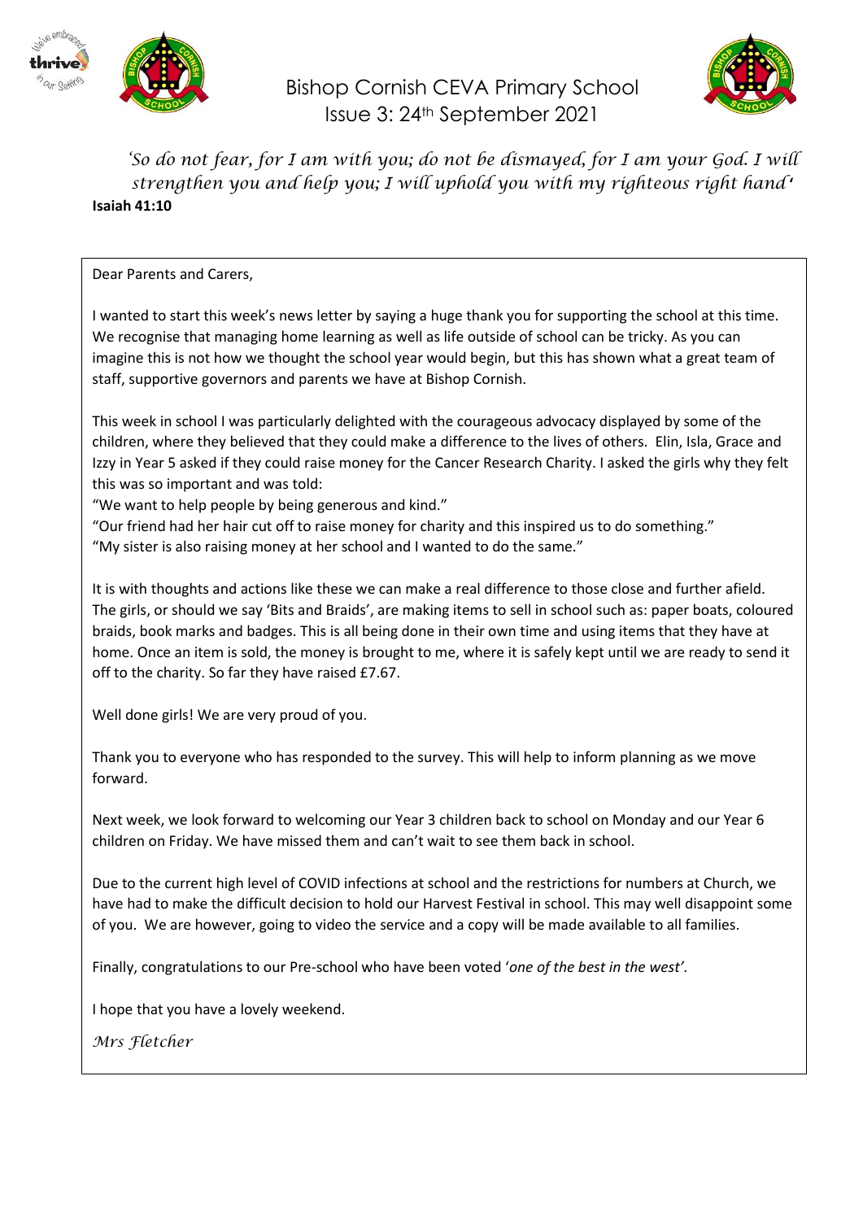# Bishop Cornish CEVA Primary School

## Issue 3: 24th September 2021

*'So do not fear, for I am with you; do not be dismayed, for I am your God. I will strengthen you and help you; I will uphold you with my righteous right hand'*
**Isaiah 41:10**

Dear Parents and Carers,

I wanted to start this week's news letter by saying a huge thank you for supporting the school at this time. We recognise that managing home learning as well as life outside of school can be tricky. As you can imagine this is not how we thought the school year would begin, but this has shown what a great team of staff, supportive governors and parents we have at Bishop Cornish.

This week in school I was particularly delighted with the courageous advocacy displayed by some of the children, where they believed that they could make a difference to the lives of others. Elin, Isla, Grace and Izzy in Year 5 asked if they could raise money for the Cancer Research Charity. I asked the girls why they felt this was so important and was told:

"We want to help people by being generous and kind."

"Our friend had her hair cut off to raise money for charity and this inspired us to do something."

"My sister is also raising money at her school and I wanted to do the same."

It is with thoughts and actions like these we can make a real difference to those close and further afield. The girls, or should we say 'Bits and Braids', are making items to sell in school such as: paper boats, coloured braids, book marks and badges. This is all being done in their own time and using items that they have at home. Once an item is sold, the money is brought to me, where it is safely kept until we are ready to send it off to the charity. So far they have raised £7.67.

Well done girls! We are very proud of you.

Thank you to everyone who has responded to the survey. This will help to inform planning as we move forward.

Next week, we look forward to welcoming our Year 3 children back to school on Monday and our Year 6 children on Friday. We have missed them and can't wait to see them back in school.

Due to the current high level of COVID infections at school and the restrictions for numbers at Church, we have had to make the difficult decision to hold our Harvest Festival in school. This may well disappoint some of you. We are however, going to video the service and a copy will be made available to all families.

Finally, congratulations to our Pre-school who have been voted '*one of the best in the west'*.

I hope that you have a lovely weekend.

*Mrs Fletcher*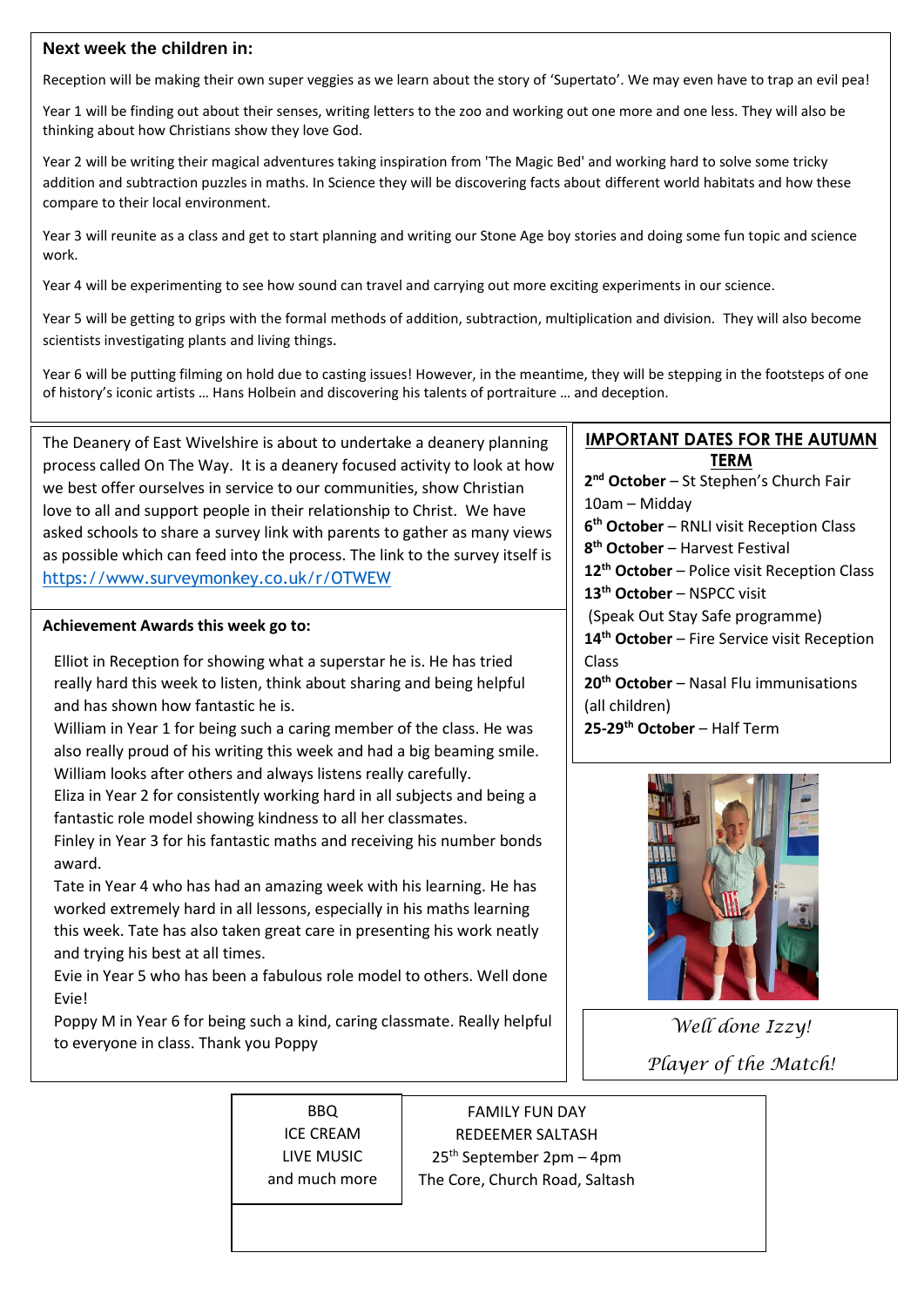## Next week the children in:

Reception will be making their own super veggies as we learn about the story of 'Supertato'. We may even have to trap an evil pea!

Year 1 will be finding out about their senses, writing letters to the zoo and working out one more and one less. They will also be thinking about how Christians show they love God.

Year 2 will be writing their magical adventures taking inspiration from 'The Magic Bed' and working hard to solve some tricky addition and subtraction puzzles in maths. In Science they will be discovering facts about different world habitats and how these compare to their local environment.

Year 3 will reunite as a class and get to start planning and writing our Stone Age boy stories and doing some fun topic and science work.

Year 4 will be experimenting to see how sound can travel and carrying out more exciting experiments in our science.

Year 5 will be getting to grips with the formal methods of addition, subtraction, multiplication and division. They will also become scientists investigating plants and living things.

Year 6 will be putting filming on hold due to casting issues! However, in the meantime, they will be stepping in the footsteps of one of history's iconic artists … Hans Holbein and discovering his talents of portraiture … and deception.

The Deanery of East Wivelshire is about to undertake a deanery planning process called On The Way. It is a deanery focused activity to look at how we best offer ourselves in service to our communities, show Christian love to all and support people in their relationship to Christ. We have asked schools to share a survey link with parents to gather as many views as possible which can feed into the process. The link to the survey itself is https://www.surveymonkey.co.uk/r/OTWEW

### Achievement Awards this week go to:

Elliot in Reception for showing what a superstar he is. He has tried really hard this week to listen, think about sharing and being helpful and has shown how fantastic he is.

William in Year 1 for being such a caring member of the class. He was also really proud of his writing this week and had a big beaming smile. William looks after others and always listens really carefully.

Eliza in Year 2 for consistently working hard in all subjects and being a fantastic role model showing kindness to all her classmates.

Finley in Year 3 for his fantastic maths and receiving his number bonds award.

Tate in Year 4 who has had an amazing week with his learning. He has worked extremely hard in all lessons, especially in his maths learning this week. Tate has also taken great care in presenting his work neatly and trying his best at all times.

Evie in Year 5 who has been a fabulous role model to others. Well done Evie!

Poppy M in Year 6 for being such a kind, caring classmate. Really helpful to everyone in class. Thank you Poppy

## IMPORTANT DATES FOR THE AUTUMN TERM

**2nd October** – St Stephen's Church Fair 10am – Midday

**6th October** – RNLI visit Reception Class

**8th October** – Harvest Festival

**12th October** – Police visit Reception Class

**13th October** – NSPCC visit (Speak Out Stay Safe programme)

**14th October** – Fire Service visit Reception Class

**20th October** – Nasal Flu immunisations (all children)

**25-29th October** – Half Term

*Well done Izzy!*

*Player of the Match!*

BBQ
ICE CREAM
LIVE MUSIC
and much more

FAMILY FUN DAY
REDEEMER SALTASH
25th September 2pm – 4pm
The Core, Church Road, Saltash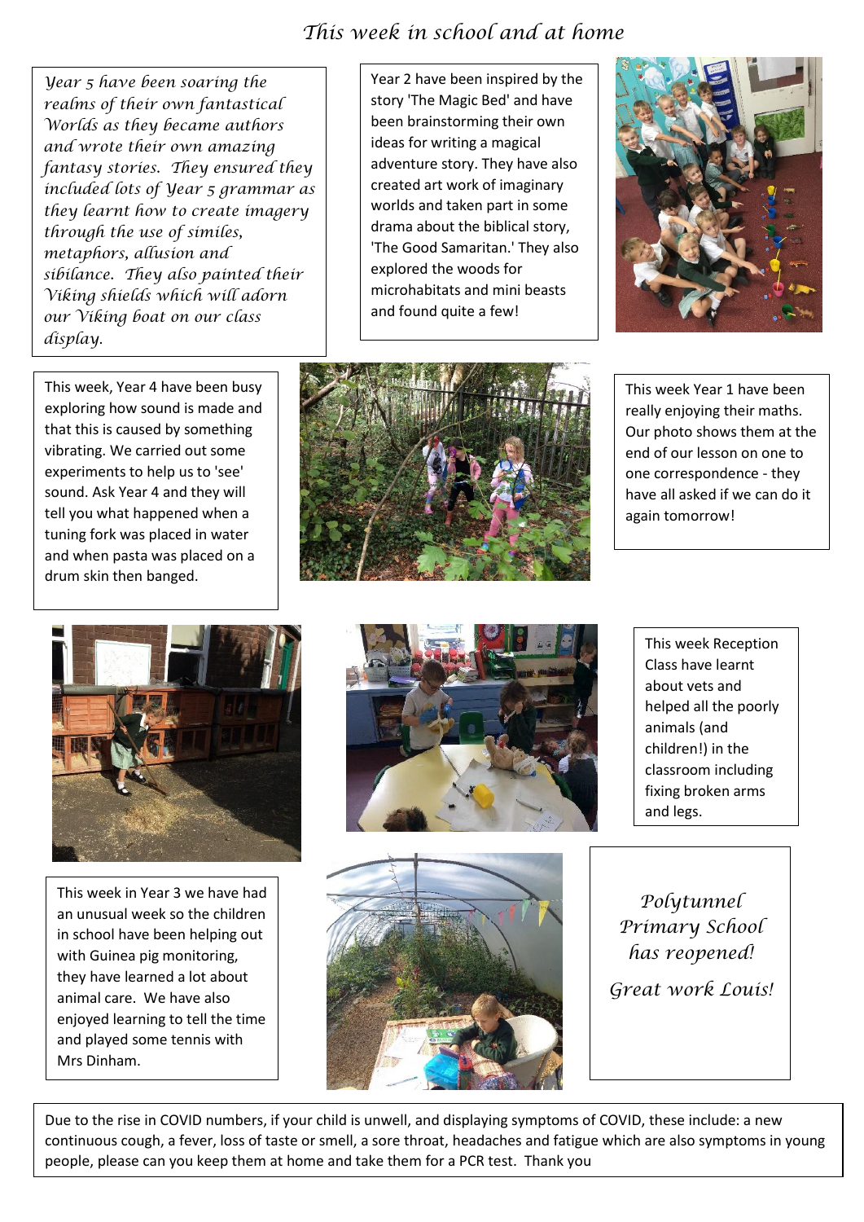# This week in school and at home

*Year 5 have been soaring the realms of their own fantastical Worlds as they became authors and wrote their own amazing fantasy stories. They ensured they included lots of Year 5 grammar as they learnt how to create imagery through the use of similes, metaphors, allusion and sibilance. They also painted their Viking shields which will adorn our Viking boat on our class display.*

Year 2 have been inspired by the story 'The Magic Bed' and have been brainstorming their own ideas for writing a magical adventure story. They have also created art work of imaginary worlds and taken part in some drama about the biblical story, 'The Good Samaritan.' They also explored the woods for microhabitats and mini beasts and found quite a few!

This week, Year 4 have been busy exploring how sound is made and that this is caused by something vibrating. We carried out some experiments to help us to 'see' sound. Ask Year 4 and they will tell you what happened when a tuning fork was placed in water and when pasta was placed on a drum skin then banged.

This week Year 1 have been really enjoying their maths. Our photo shows them at the end of our lesson on one to one correspondence - they have all asked if we can do it again tomorrow!

This week Reception Class have learnt about vets and helped all the poorly animals (and children!) in the classroom including fixing broken arms and legs.

This week in Year 3 we have had an unusual week so the children in school have been helping out with Guinea pig monitoring, they have learned a lot about animal care. We have also enjoyed learning to tell the time and played some tennis with Mrs Dinham.

*Polytunnel Primary School has reopened!*

*Great work Louis!*

Due to the rise in COVID numbers, if your child is unwell, and displaying symptoms of COVID, these include: a new continuous cough, a fever, loss of taste or smell, a sore throat, headaches and fatigue which are also symptoms in young people, please can you keep them at home and take them for a PCR test. Thank you